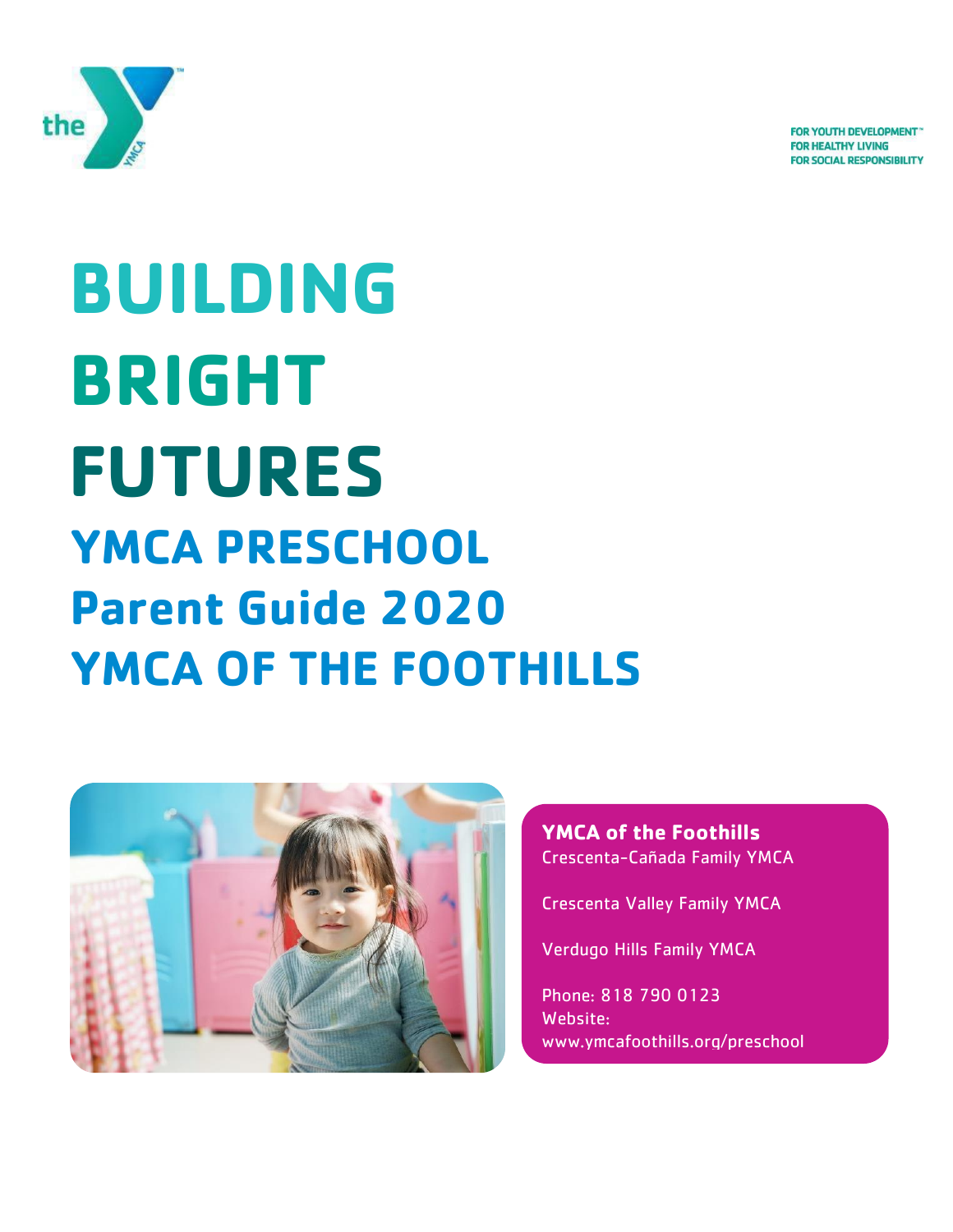FOR YOUTH DEVELOPMENT™
FOR HEALTHY LIVING
FOR SOCIAL RESPONSIBILITY

# BUILDING BRIGHT FUTURES

## YMCA PRESCHOOL
## Parent Guide 2020
## YMCA OF THE FOOTHILLS

**YMCA of the Foothills**
Crescenta-Cañada Family YMCA

Crescenta Valley Family YMCA

Verdugo Hills Family YMCA

Phone: 818 790 0123
Website:
www.ymcafoothills.org/preschool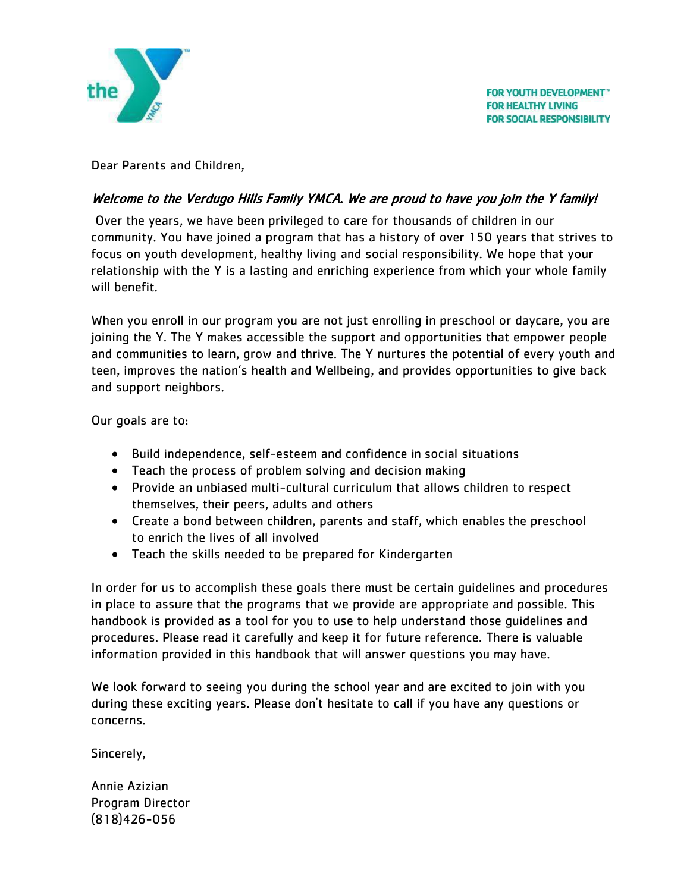FOR YOUTH DEVELOPMENT™
FOR HEALTHY LIVING
FOR SOCIAL RESPONSIBILITY

Dear Parents and Children,

*Welcome to the Verdugo Hills Family YMCA. We are proud to have you join the Y family!*

Over the years, we have been privileged to care for thousands of children in our community. You have joined a program that has a history of over 150 years that strives to focus on youth development, healthy living and social responsibility. We hope that your relationship with the Y is a lasting and enriching experience from which your whole family will benefit.

When you enroll in our program you are not just enrolling in preschool or daycare, you are joining the Y. The Y makes accessible the support and opportunities that empower people and communities to learn, grow and thrive. The Y nurtures the potential of every youth and teen, improves the nation's health and Wellbeing, and provides opportunities to give back and support neighbors.

Our goals are to:

- Build independence, self-esteem and confidence in social situations
- Teach the process of problem solving and decision making
- Provide an unbiased multi-cultural curriculum that allows children to respect themselves, their peers, adults and others
- Create a bond between children, parents and staff, which enables the preschool to enrich the lives of all involved
- Teach the skills needed to be prepared for Kindergarten

In order for us to accomplish these goals there must be certain guidelines and procedures in place to assure that the programs that we provide are appropriate and possible. This handbook is provided as a tool for you to use to help understand those guidelines and procedures. Please read it carefully and keep it for future reference. There is valuable information provided in this handbook that will answer questions you may have.

We look forward to seeing you during the school year and are excited to join with you during these exciting years. Please don't hesitate to call if you have any questions or concerns.

Sincerely,

Annie Azizian
Program Director
(818)426-056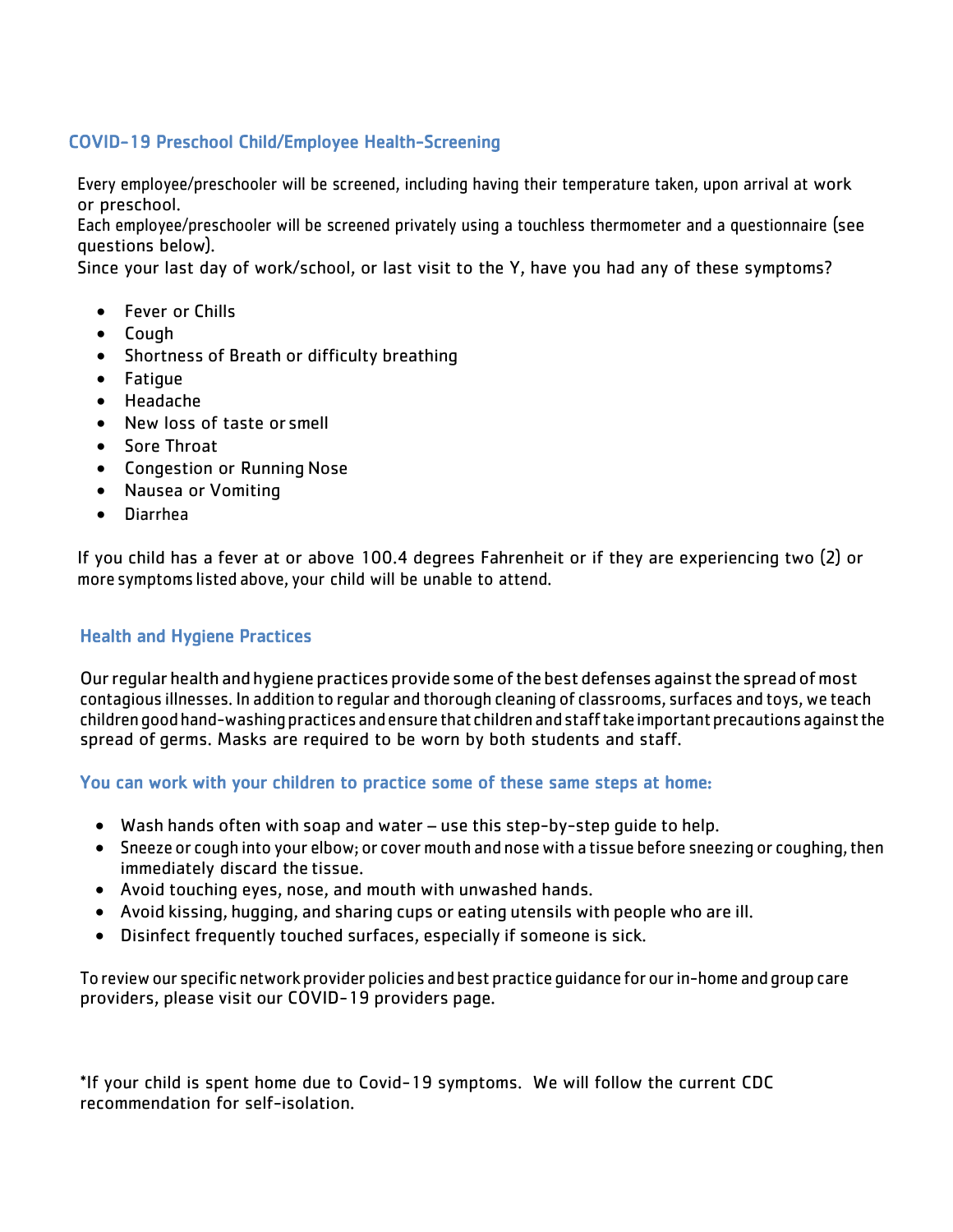## COVID-19 Preschool Child/Employee Health-Screening

Every employee/preschooler will be screened, including having their temperature taken, upon arrival at work or preschool.
Each employee/preschooler will be screened privately using a touchless thermometer and a questionnaire (see questions below).
Since your last day of work/school, or last visit to the Y, have you had any of these symptoms?

- Fever or Chills
- Cough
- Shortness of Breath or difficulty breathing
- Fatigue
- Headache
- New loss of taste or smell
- Sore Throat
- Congestion or Running Nose
- Nausea or Vomiting
- Diarrhea

If you child has a fever at or above 100.4 degrees Fahrenheit or if they are experiencing two (2) or more symptoms listed above, your child will be unable to attend.

## Health and Hygiene Practices

Our regular health and hygiene practices provide some of the best defenses against the spread of most contagious illnesses. In addition to regular and thorough cleaning of classrooms, surfaces and toys, we teach children good hand-washing practices and ensure that children and staff take important precautions against the spread of germs. Masks are required to be worn by both students and staff.

### You can work with your children to practice some of these same steps at home:

- Wash hands often with soap and water – use this step-by-step guide to help.
- Sneeze or cough into your elbow; or cover mouth and nose with a tissue before sneezing or coughing, then immediately discard the tissue.
- Avoid touching eyes, nose, and mouth with unwashed hands.
- Avoid kissing, hugging, and sharing cups or eating utensils with people who are ill.
- Disinfect frequently touched surfaces, especially if someone is sick.

To review our specific network provider policies and best practice guidance for our in-home and group care providers, please visit our COVID-19 providers page.

*If your child is spent home due to Covid-19 symptoms. We will follow the current CDC recommendation for self-isolation.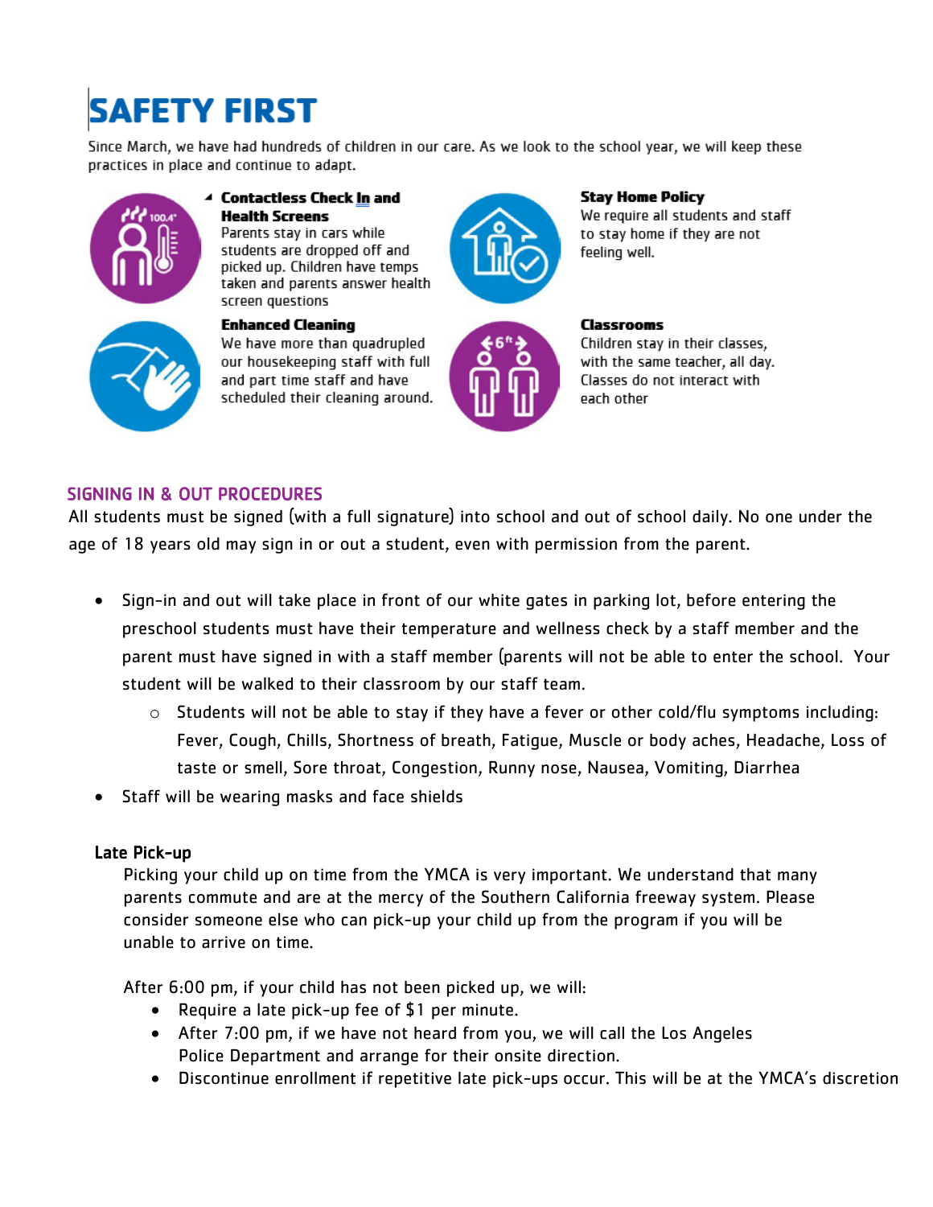# SAFETY FIRST

Since March, we have had hundreds of children in our care. As we look to the school year, we will keep these practices in place and continue to adapt.

**Contactless Check In and Health Screens**
Parents stay in cars while students are dropped off and picked up. Children have temps taken and parents answer health screen questions

**Stay Home Policy**
We require all students and staff to stay home if they are not feeling well.

**Enhanced Cleaning**
We have more than quadrupled our housekeeping staff with full and part time staff and have scheduled their cleaning around.

**Classrooms**
Children stay in their classes, with the same teacher, all day. Classes do not interact with each other

## SIGNING IN & OUT PROCEDURES

All students must be signed (with a full signature) into school and out of school daily. No one under the age of 18 years old may sign in or out a student, even with permission from the parent.

- Sign-in and out will take place in front of our white gates in parking lot, before entering the preschool students must have their temperature and wellness check by a staff member and the parent must have signed in with a staff member (parents will not be able to enter the school. Your student will be walked to their classroom by our staff team.
  - Students will not be able to stay if they have a fever or other cold/flu symptoms including: Fever, Cough, Chills, Shortness of breath, Fatigue, Muscle or body aches, Headache, Loss of taste or smell, Sore throat, Congestion, Runny nose, Nausea, Vomiting, Diarrhea
- Staff will be wearing masks and face shields

### Late Pick-up

Picking your child up on time from the YMCA is very important. We understand that many parents commute and are at the mercy of the Southern California freeway system. Please consider someone else who can pick-up your child up from the program if you will be unable to arrive on time.

After 6:00 pm, if your child has not been picked up, we will:

- Require a late pick-up fee of $1 per minute.
- After 7:00 pm, if we have not heard from you, we will call the Los Angeles Police Department and arrange for their onsite direction.
- Discontinue enrollment if repetitive late pick-ups occur. This will be at the YMCA's discretion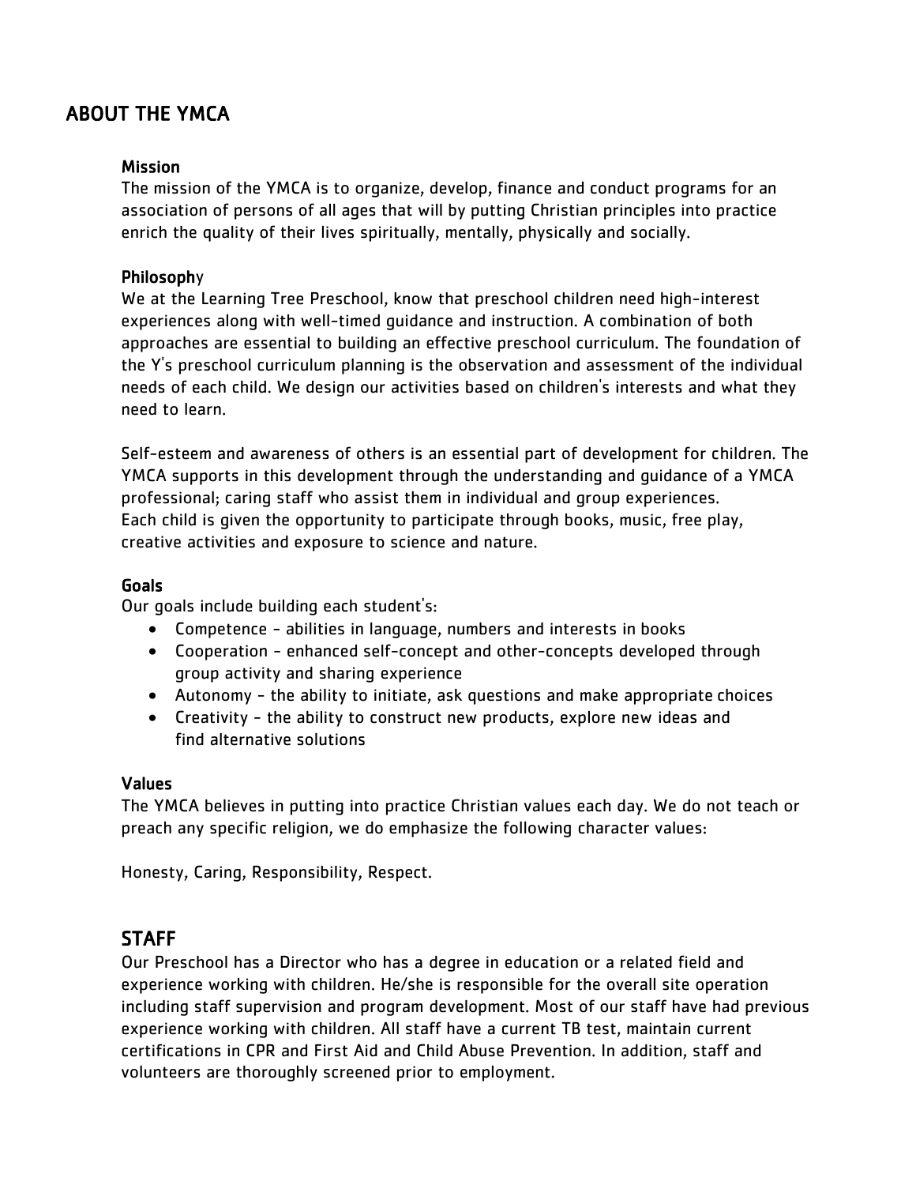## ABOUT THE YMCA

### Mission

The mission of the YMCA is to organize, develop, finance and conduct programs for an association of persons of all ages that will by putting Christian principles into practice enrich the quality of their lives spiritually, mentally, physically and socially.

### Philosophy

We at the Learning Tree Preschool, know that preschool children need high-interest experiences along with well-timed guidance and instruction. A combination of both approaches are essential to building an effective preschool curriculum. The foundation of the Y's preschool curriculum planning is the observation and assessment of the individual needs of each child. We design our activities based on children's interests and what they need to learn.

Self-esteem and awareness of others is an essential part of development for children. The YMCA supports in this development through the understanding and guidance of a YMCA professional; caring staff who assist them in individual and group experiences. Each child is given the opportunity to participate through books, music, free play, creative activities and exposure to science and nature.

### Goals

Our goals include building each student's:

- Competence - abilities in language, numbers and interests in books
- Cooperation - enhanced self-concept and other-concepts developed through group activity and sharing experience
- Autonomy - the ability to initiate, ask questions and make appropriate choices
- Creativity - the ability to construct new products, explore new ideas and find alternative solutions

### Values

The YMCA believes in putting into practice Christian values each day. We do not teach or preach any specific religion, we do emphasize the following character values:

Honesty, Caring, Responsibility, Respect.

## STAFF

Our Preschool has a Director who has a degree in education or a related field and experience working with children. He/she is responsible for the overall site operation including staff supervision and program development. Most of our staff have had previous experience working with children. All staff have a current TB test, maintain current certifications in CPR and First Aid and Child Abuse Prevention. In addition, staff and volunteers are thoroughly screened prior to employment.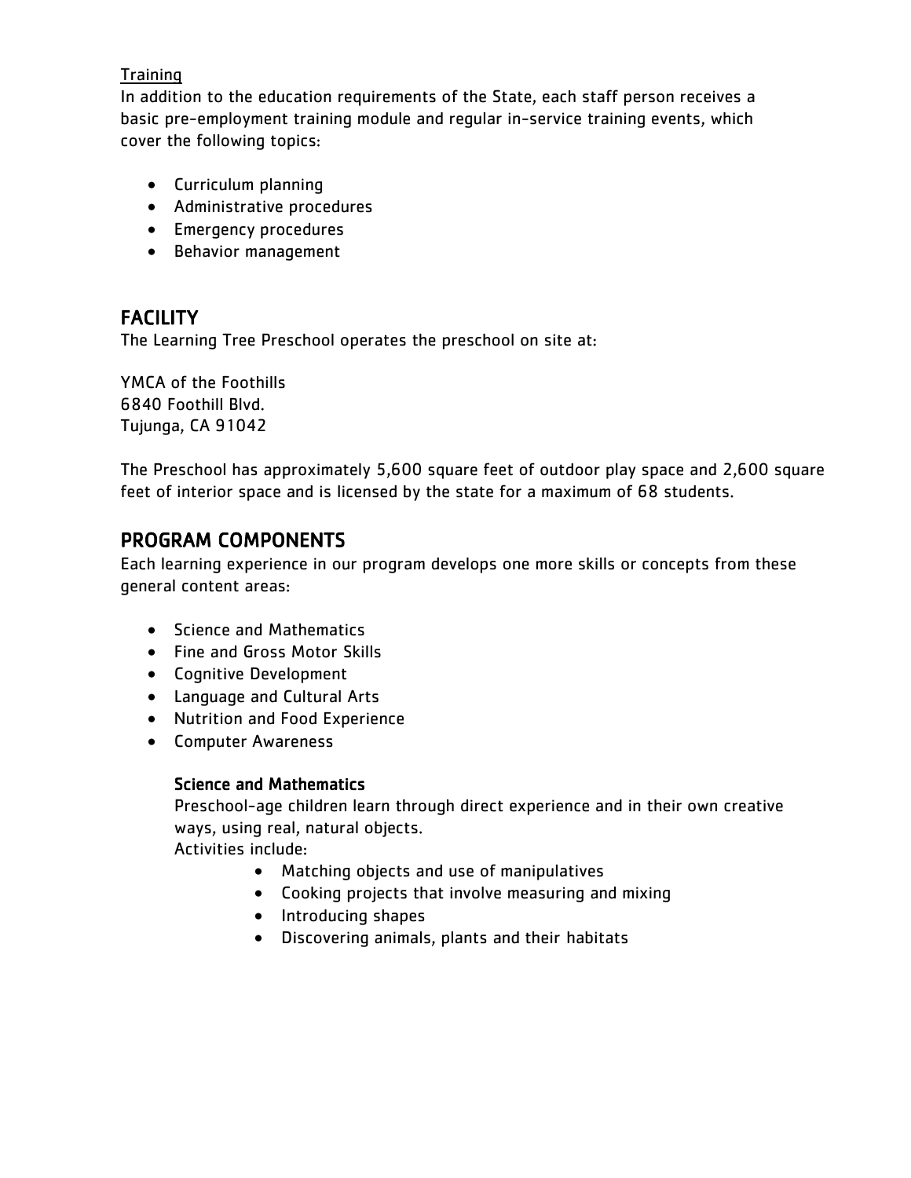Training

In addition to the education requirements of the State, each staff person receives a basic pre-employment training module and regular in-service training events, which cover the following topics:

- Curriculum planning
- Administrative procedures
- Emergency procedures
- Behavior management

## FACILITY

The Learning Tree Preschool operates the preschool on site at:

YMCA of the Foothills  
6840 Foothill Blvd.  
Tujunga, CA 91042

The Preschool has approximately 5,600 square feet of outdoor play space and 2,600 square feet of interior space and is licensed by the state for a maximum of 68 students.

## PROGRAM COMPONENTS

Each learning experience in our program develops one more skills or concepts from these general content areas:

- Science and Mathematics
- Fine and Gross Motor Skills
- Cognitive Development
- Language and Cultural Arts
- Nutrition and Food Experience
- Computer Awareness

### Science and Mathematics

Preschool-age children learn through direct experience and in their own creative ways, using real, natural objects.  
Activities include:

- Matching objects and use of manipulatives
- Cooking projects that involve measuring and mixing
- Introducing shapes
- Discovering animals, plants and their habitats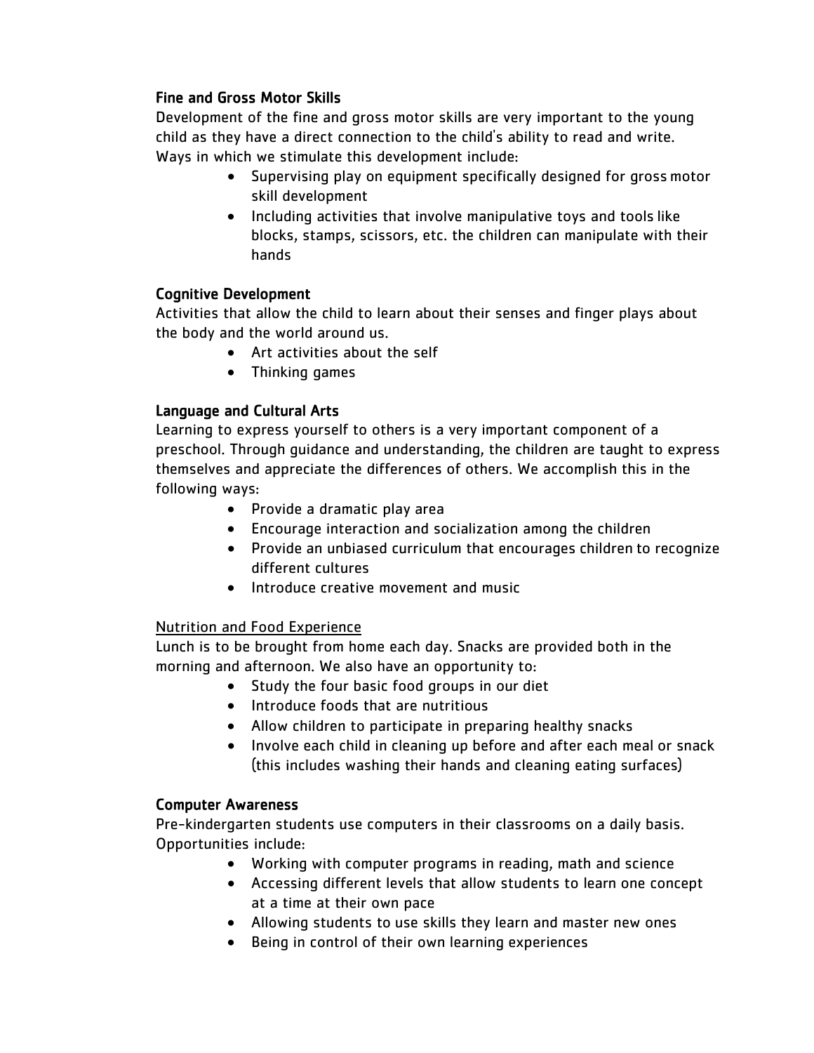### Fine and Gross Motor Skills

Development of the fine and gross motor skills are very important to the young child as they have a direct connection to the child's ability to read and write. Ways in which we stimulate this development include:

- Supervising play on equipment specifically designed for gross motor skill development
- Including activities that involve manipulative toys and tools like blocks, stamps, scissors, etc. the children can manipulate with their hands

### Cognitive Development

Activities that allow the child to learn about their senses and finger plays about the body and the world around us.

- Art activities about the self
- Thinking games

### Language and Cultural Arts

Learning to express yourself to others is a very important component of a preschool. Through guidance and understanding, the children are taught to express themselves and appreciate the differences of others. We accomplish this in the following ways:

- Provide a dramatic play area
- Encourage interaction and socialization among the children
- Provide an unbiased curriculum that encourages children to recognize different cultures
- Introduce creative movement and music

### Nutrition and Food Experience

Lunch is to be brought from home each day. Snacks are provided both in the morning and afternoon. We also have an opportunity to:

- Study the four basic food groups in our diet
- Introduce foods that are nutritious
- Allow children to participate in preparing healthy snacks
- Involve each child in cleaning up before and after each meal or snack (this includes washing their hands and cleaning eating surfaces)

### Computer Awareness

Pre-kindergarten students use computers in their classrooms on a daily basis. Opportunities include:

- Working with computer programs in reading, math and science
- Accessing different levels that allow students to learn one concept at a time at their own pace
- Allowing students to use skills they learn and master new ones
- Being in control of their own learning experiences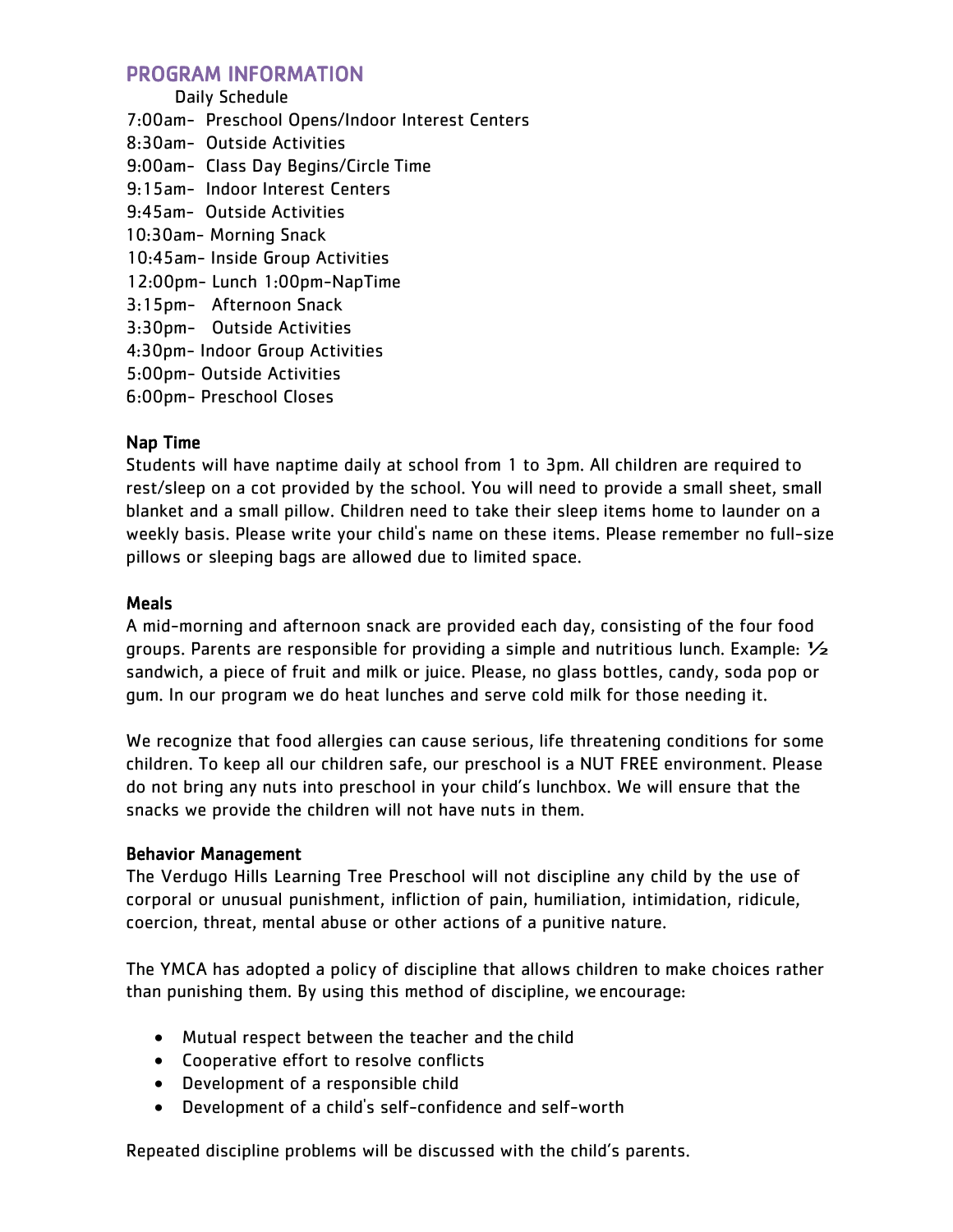## PROGRAM INFORMATION

Daily Schedule

7:00am- Preschool Opens/Indoor Interest Centers
8:30am- Outside Activities
9:00am- Class Day Begins/Circle Time
9:15am- Indoor Interest Centers
9:45am- Outside Activities
10:30am- Morning Snack
10:45am- Inside Group Activities
12:00pm- Lunch 1:00pm-NapTime
3:15pm- Afternoon Snack
3:30pm- Outside Activities
4:30pm- Indoor Group Activities
5:00pm- Outside Activities
6:00pm- Preschool Closes

### Nap Time

Students will have naptime daily at school from 1 to 3pm. All children are required to rest/sleep on a cot provided by the school. You will need to provide a small sheet, small blanket and a small pillow. Children need to take their sleep items home to launder on a weekly basis. Please write your child's name on these items. Please remember no full-size pillows or sleeping bags are allowed due to limited space.

### Meals

A mid-morning and afternoon snack are provided each day, consisting of the four food groups. Parents are responsible for providing a simple and nutritious lunch. Example: ½ sandwich, a piece of fruit and milk or juice. Please, no glass bottles, candy, soda pop or gum. In our program we do heat lunches and serve cold milk for those needing it.

We recognize that food allergies can cause serious, life threatening conditions for some children. To keep all our children safe, our preschool is a NUT FREE environment. Please do not bring any nuts into preschool in your child's lunchbox. We will ensure that the snacks we provide the children will not have nuts in them.

### Behavior Management

The Verdugo Hills Learning Tree Preschool will not discipline any child by the use of corporal or unusual punishment, infliction of pain, humiliation, intimidation, ridicule, coercion, threat, mental abuse or other actions of a punitive nature.

The YMCA has adopted a policy of discipline that allows children to make choices rather than punishing them. By using this method of discipline, we encourage:

- Mutual respect between the teacher and the child
- Cooperative effort to resolve conflicts
- Development of a responsible child
- Development of a child's self-confidence and self-worth

Repeated discipline problems will be discussed with the child's parents.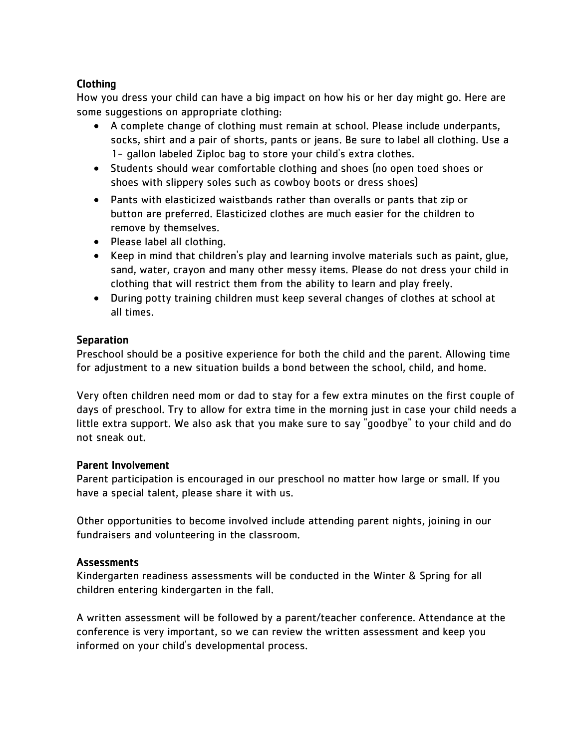### Clothing

How you dress your child can have a big impact on how his or her day might go. Here are some suggestions on appropriate clothing:

- A complete change of clothing must remain at school. Please include underpants, socks, shirt and a pair of shorts, pants or jeans. Be sure to label all clothing. Use a 1- gallon labeled Ziploc bag to store your child's extra clothes.
- Students should wear comfortable clothing and shoes (no open toed shoes or shoes with slippery soles such as cowboy boots or dress shoes)
- Pants with elasticized waistbands rather than overalls or pants that zip or button are preferred. Elasticized clothes are much easier for the children to remove by themselves.
- Please label all clothing.
- Keep in mind that children's play and learning involve materials such as paint, glue, sand, water, crayon and many other messy items. Please do not dress your child in clothing that will restrict them from the ability to learn and play freely.
- During potty training children must keep several changes of clothes at school at all times.

### Separation

Preschool should be a positive experience for both the child and the parent. Allowing time for adjustment to a new situation builds a bond between the school, child, and home.

Very often children need mom or dad to stay for a few extra minutes on the first couple of days of preschool. Try to allow for extra time in the morning just in case your child needs a little extra support. We also ask that you make sure to say "goodbye" to your child and do not sneak out.

### Parent Involvement

Parent participation is encouraged in our preschool no matter how large or small. If you have a special talent, please share it with us.

Other opportunities to become involved include attending parent nights, joining in our fundraisers and volunteering in the classroom.

### Assessments

Kindergarten readiness assessments will be conducted in the Winter & Spring for all children entering kindergarten in the fall.

A written assessment will be followed by a parent/teacher conference. Attendance at the conference is very important, so we can review the written assessment and keep you informed on your child's developmental process.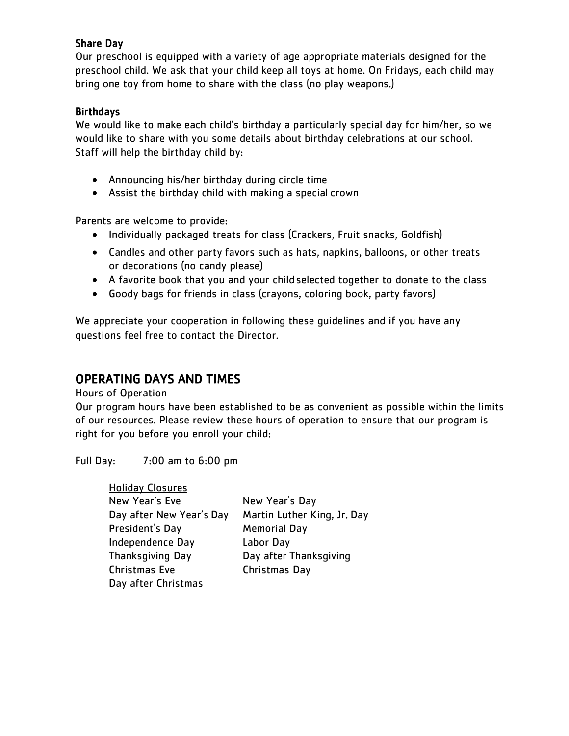### Share Day

Our preschool is equipped with a variety of age appropriate materials designed for the preschool child. We ask that your child keep all toys at home. On Fridays, each child may bring one toy from home to share with the class (no play weapons.)

### Birthdays

We would like to make each child's birthday a particularly special day for him/her, so we would like to share with you some details about birthday celebrations at our school. Staff will help the birthday child by:

- Announcing his/her birthday during circle time
- Assist the birthday child with making a special crown

Parents are welcome to provide:

- Individually packaged treats for class (Crackers, Fruit snacks, Goldfish)
- Candles and other party favors such as hats, napkins, balloons, or other treats or decorations (no candy please)
- A favorite book that you and your child selected together to donate to the class
- Goody bags for friends in class (crayons, coloring book, party favors)

We appreciate your cooperation in following these guidelines and if you have any questions feel free to contact the Director.

## OPERATING DAYS AND TIMES

Hours of Operation

Our program hours have been established to be as convenient as possible within the limits of our resources. Please review these hours of operation to ensure that our program is right for you before you enroll your child:

Full Day: 7:00 am to 6:00 pm

<u>Holiday Closures</u>

| | |
|---|---|
| New Year's Eve | New Year's Day |
| Day after New Year's Day | Martin Luther King, Jr. Day |
| President's Day | Memorial Day |
| Independence Day | Labor Day |
| Thanksgiving Day | Day after Thanksgiving |
| Christmas Eve | Christmas Day |
| Day after Christmas | |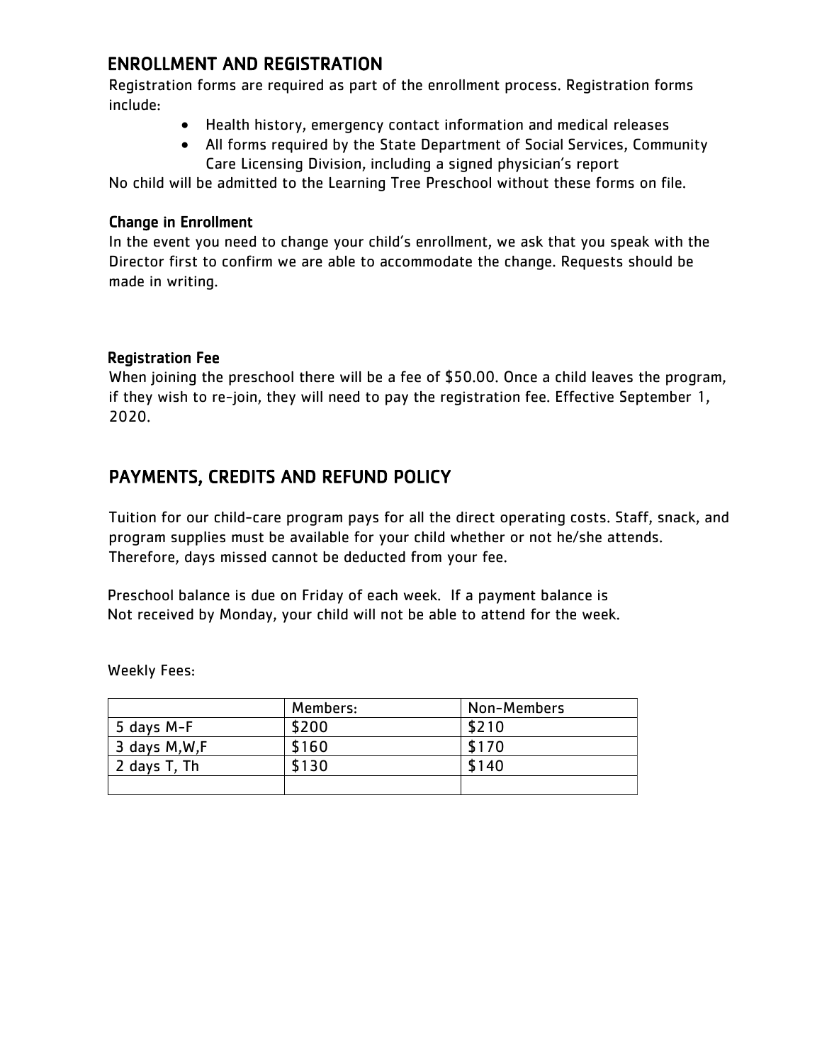## ENROLLMENT AND REGISTRATION

Registration forms are required as part of the enrollment process. Registration forms include:

- Health history, emergency contact information and medical releases
- All forms required by the State Department of Social Services, Community Care Licensing Division, including a signed physician's report

No child will be admitted to the Learning Tree Preschool without these forms on file.

### Change in Enrollment

In the event you need to change your child's enrollment, we ask that you speak with the Director first to confirm we are able to accommodate the change. Requests should be made in writing.

### Registration Fee

When joining the preschool there will be a fee of $50.00. Once a child leaves the program, if they wish to re-join, they will need to pay the registration fee. Effective September 1, 2020.

## PAYMENTS, CREDITS AND REFUND POLICY

Tuition for our child-care program pays for all the direct operating costs. Staff, snack, and program supplies must be available for your child whether or not he/she attends. Therefore, days missed cannot be deducted from your fee.

Preschool balance is due on Friday of each week. If a payment balance is Not received by Monday, your child will not be able to attend for the week.

Weekly Fees:

| | Members: | Non-Members |
|---|---|---|
| 5 days M-F | $200 | $210 |
| 3 days M,W,F | $160 | $170 |
| 2 days T, Th | $130 | $140 |
| | | |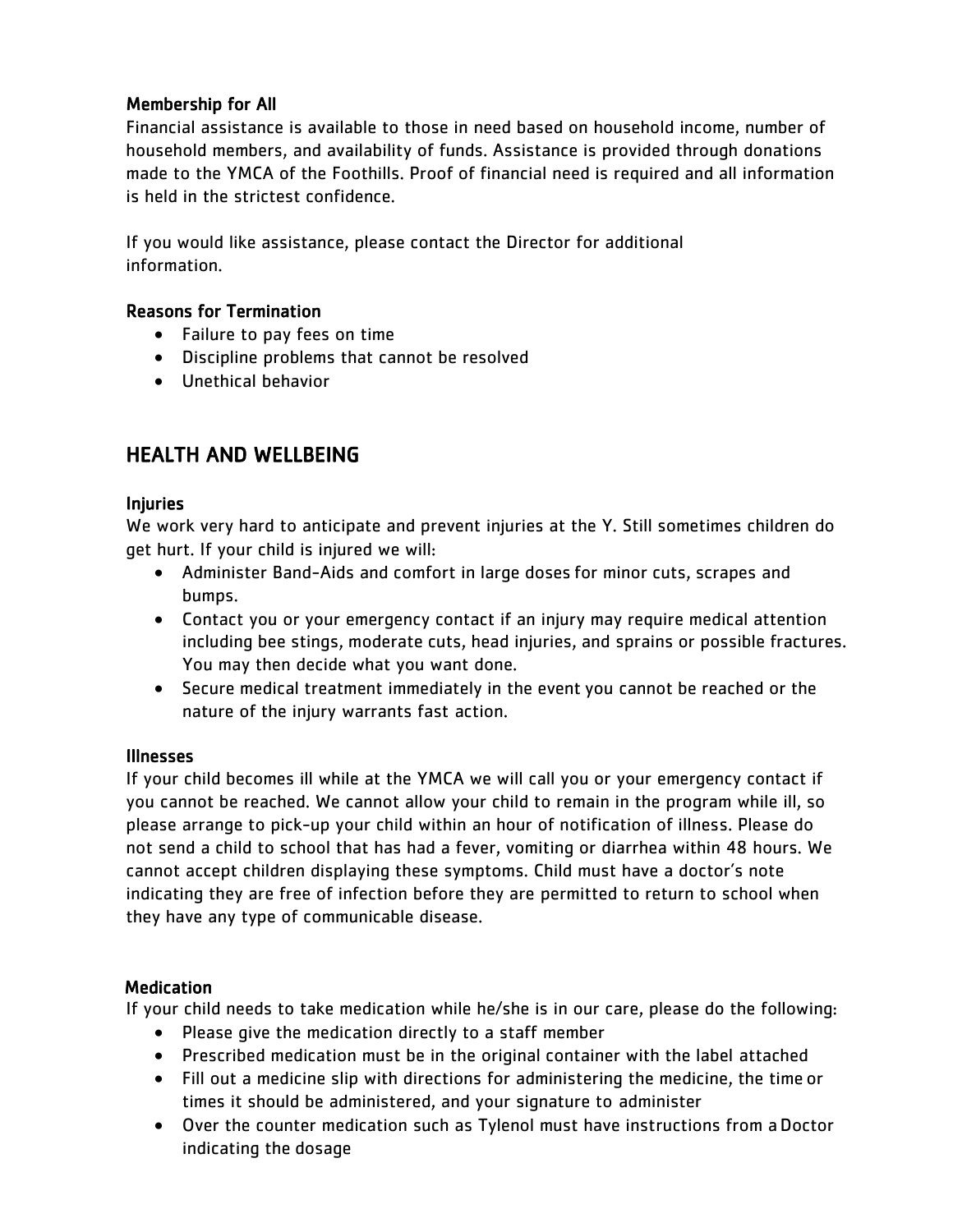### Membership for All

Financial assistance is available to those in need based on household income, number of household members, and availability of funds. Assistance is provided through donations made to the YMCA of the Foothills. Proof of financial need is required and all information is held in the strictest confidence.

If you would like assistance, please contact the Director for additional information.

### Reasons for Termination

- Failure to pay fees on time
- Discipline problems that cannot be resolved
- Unethical behavior

## HEALTH AND WELLBEING

### Injuries

We work very hard to anticipate and prevent injuries at the Y. Still sometimes children do get hurt. If your child is injured we will:

- Administer Band-Aids and comfort in large doses for minor cuts, scrapes and bumps.
- Contact you or your emergency contact if an injury may require medical attention including bee stings, moderate cuts, head injuries, and sprains or possible fractures. You may then decide what you want done.
- Secure medical treatment immediately in the event you cannot be reached or the nature of the injury warrants fast action.

### Illnesses

If your child becomes ill while at the YMCA we will call you or your emergency contact if you cannot be reached. We cannot allow your child to remain in the program while ill, so please arrange to pick-up your child within an hour of notification of illness. Please do not send a child to school that has had a fever, vomiting or diarrhea within 48 hours. We cannot accept children displaying these symptoms. Child must have a doctor's note indicating they are free of infection before they are permitted to return to school when they have any type of communicable disease.

### Medication

If your child needs to take medication while he/she is in our care, please do the following:

- Please give the medication directly to a staff member
- Prescribed medication must be in the original container with the label attached
- Fill out a medicine slip with directions for administering the medicine, the time or times it should be administered, and your signature to administer
- Over the counter medication such as Tylenol must have instructions from a Doctor indicating the dosage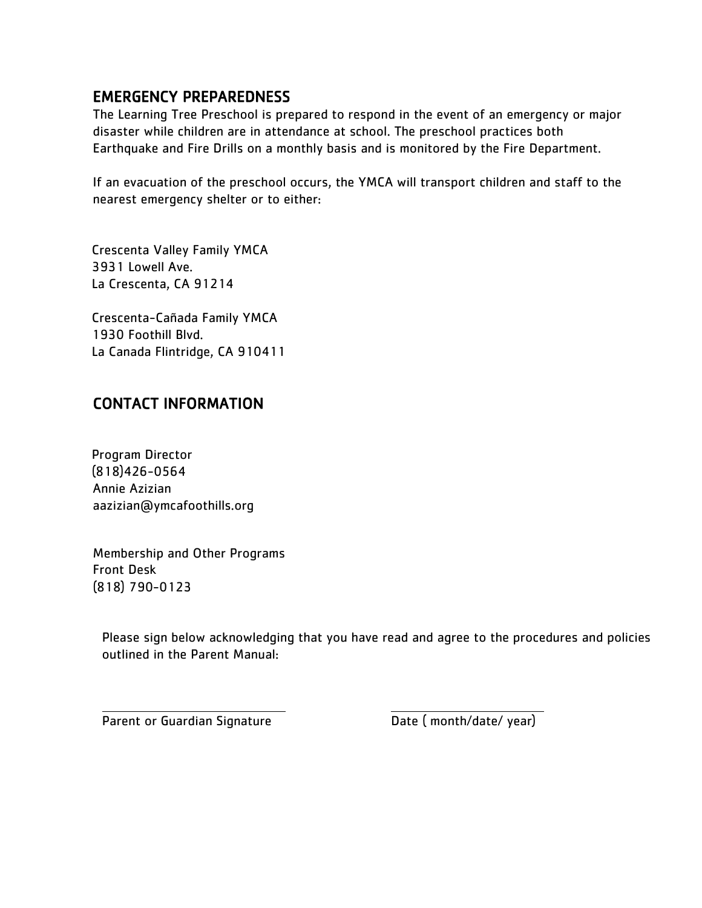## EMERGENCY PREPAREDNESS

The Learning Tree Preschool is prepared to respond in the event of an emergency or major disaster while children are in attendance at school. The preschool practices both Earthquake and Fire Drills on a monthly basis and is monitored by the Fire Department.

If an evacuation of the preschool occurs, the YMCA will transport children and staff to the nearest emergency shelter or to either:

Crescenta Valley Family YMCA
3931 Lowell Ave.
La Crescenta, CA 91214

Crescenta-Cañada Family YMCA
1930 Foothill Blvd.
La Canada Flintridge, CA 910411

## CONTACT INFORMATION

Program Director
(818)426-0564
Annie Azizian
aazizian@ymcafoothills.org

Membership and Other Programs
Front Desk
(818) 790-0123

Please sign below acknowledging that you have read and agree to the procedures and policies outlined in the Parent Manual:

______________________________ ______________________________
Parent or Guardian Signature Date ( month/date/ year)